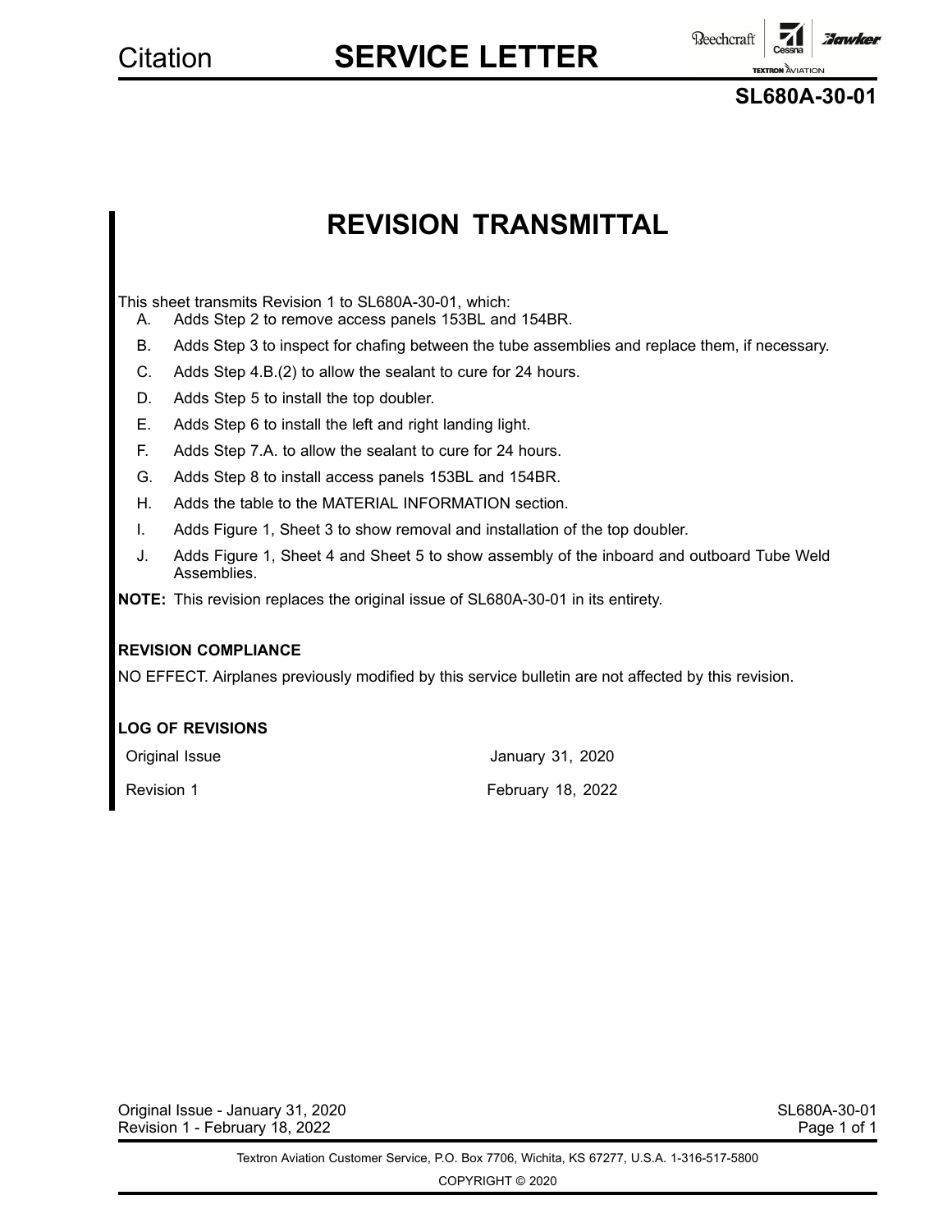# SERVICE LETTER

**SL680A-30-01**

## REVISION TRANSMITTAL

This sheet transmits Revision 1 to SL680A-30-01, which:

A. Adds Step 2 to remove access panels 153BL and 154BR.

B. Adds Step 3 to inspect for chafing between the tube assemblies and replace them, if necessary.

C. Adds Step 4.B.(2) to allow the sealant to cure for 24 hours.

D. Adds Step 5 to install the top doubler.

E. Adds Step 6 to install the left and right landing light.

F. Adds Step 7.A. to allow the sealant to cure for 24 hours.

G. Adds Step 8 to install access panels 153BL and 154BR.

H. Adds the table to the MATERIAL INFORMATION section.

I. Adds Figure 1, Sheet 3 to show removal and installation of the top doubler.

J. Adds Figure 1, Sheet 4 and Sheet 5 to show assembly of the inboard and outboard Tube Weld Assemblies.

**NOTE:** This revision replaces the original issue of SL680A-30-01 in its entirety.

**REVISION COMPLIANCE**

NO EFFECT. Airplanes previously modified by this service bulletin are not affected by this revision.

**LOG OF REVISIONS**

| | |
|---|---|
| Original Issue | January 31, 2020 |
| Revision 1 | February 18, 2022 |

Textron Aviation Customer Service, P.O. Box 7706, Wichita, KS 67277, U.S.A. 1-316-517-5800

COPYRIGHT © 2020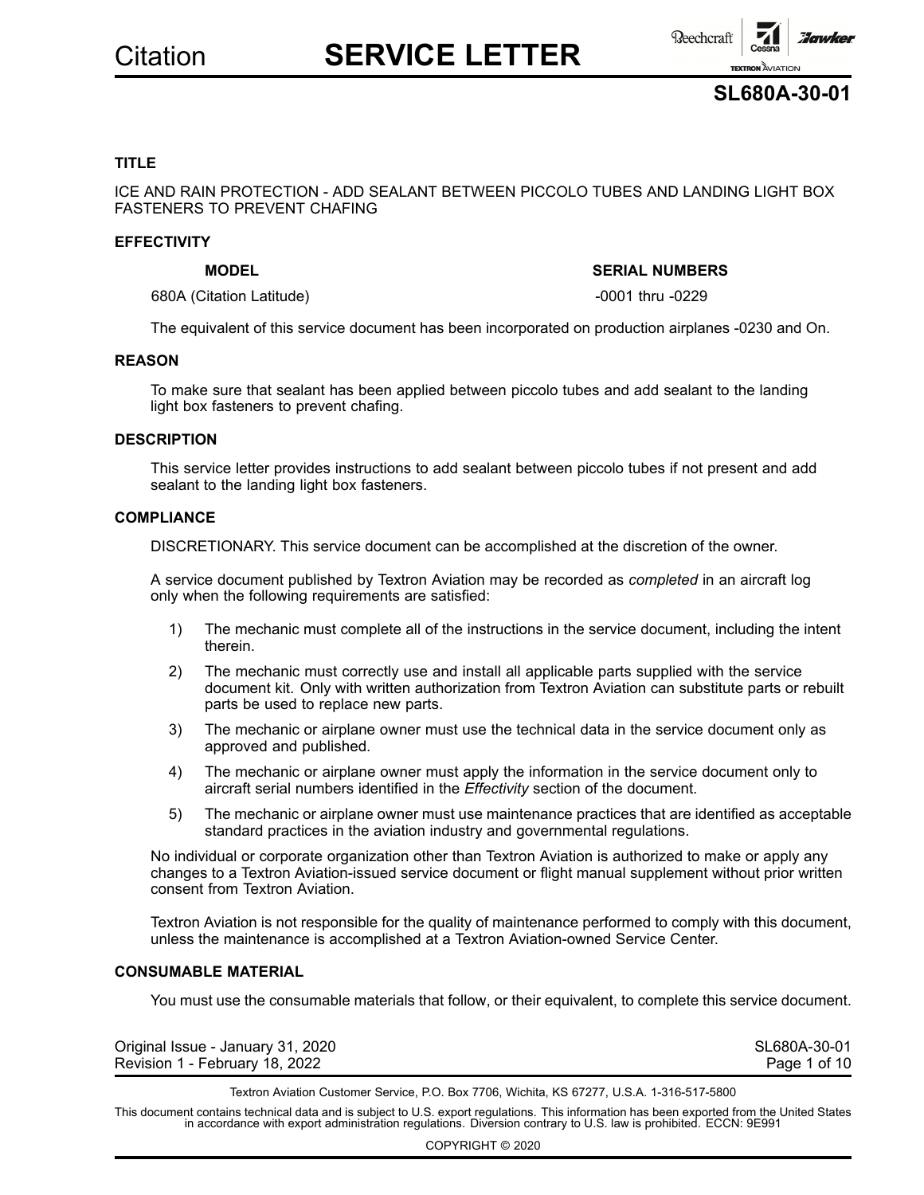# Citation SERVICE LETTER

## SL680A-30-01

### TITLE

ICE AND RAIN PROTECTION - ADD SEALANT BETWEEN PICCOLO TUBES AND LANDING LIGHT BOX FASTENERS TO PREVENT CHAFING

### EFFECTIVITY

| MODEL | SERIAL NUMBERS |
|---|---|
| 680A (Citation Latitude) | -0001 thru -0229 |

The equivalent of this service document has been incorporated on production airplanes -0230 and On.

### REASON

To make sure that sealant has been applied between piccolo tubes and add sealant to the landing light box fasteners to prevent chafing.

### DESCRIPTION

This service letter provides instructions to add sealant between piccolo tubes if not present and add sealant to the landing light box fasteners.

### COMPLIANCE

DISCRETIONARY. This service document can be accomplished at the discretion of the owner.

A service document published by Textron Aviation may be recorded as *completed* in an aircraft log only when the following requirements are satisfied:

1) The mechanic must complete all of the instructions in the service document, including the intent therein.
2) The mechanic must correctly use and install all applicable parts supplied with the service document kit. Only with written authorization from Textron Aviation can substitute parts or rebuilt parts be used to replace new parts.
3) The mechanic or airplane owner must use the technical data in the service document only as approved and published.
4) The mechanic or airplane owner must apply the information in the service document only to aircraft serial numbers identified in the *Effectivity* section of the document.
5) The mechanic or airplane owner must use maintenance practices that are identified as acceptable standard practices in the aviation industry and governmental regulations.

No individual or corporate organization other than Textron Aviation is authorized to make or apply any changes to a Textron Aviation-issued service document or flight manual supplement without prior written consent from Textron Aviation.

Textron Aviation is not responsible for the quality of maintenance performed to comply with this document, unless the maintenance is accomplished at a Textron Aviation-owned Service Center.

### CONSUMABLE MATERIAL

You must use the consumable materials that follow, or their equivalent, to complete this service document.

Original Issue - January 31, 2020
Revision 1 - February 18, 2022

Textron Aviation Customer Service, P.O. Box 7706, Wichita, KS 67277, U.S.A. 1-316-517-5800

This document contains technical data and is subject to U.S. export regulations. This information has been exported from the United States in accordance with export administration regulations. Diversion contrary to U.S. law is prohibited. ECCN: 9E991

COPYRIGHT © 2020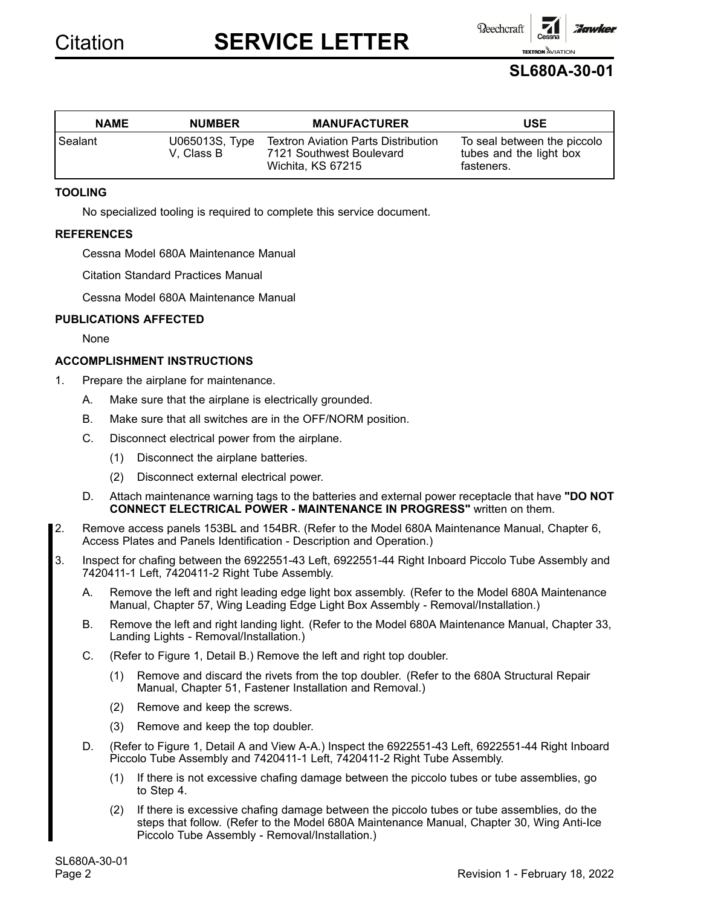| NAME | NUMBER | MANUFACTURER | USE |
|---|---|---|---|
| Sealant | U065013S, Type V, Class B | Textron Aviation Parts Distribution 7121 Southwest Boulevard Wichita, KS 67215 | To seal between the piccolo tubes and the light box fasteners. |

**TOOLING**

No specialized tooling is required to complete this service document.

**REFERENCES**

Cessna Model 680A Maintenance Manual

Citation Standard Practices Manual

Cessna Model 680A Maintenance Manual

**PUBLICATIONS AFFECTED**

None

**ACCOMPLISHMENT INSTRUCTIONS**

1. Prepare the airplane for maintenance.
   A. Make sure that the airplane is electrically grounded.
   B. Make sure that all switches are in the OFF/NORM position.
   C. Disconnect electrical power from the airplane.
      (1) Disconnect the airplane batteries.
      (2) Disconnect external electrical power.
   D. Attach maintenance warning tags to the batteries and external power receptacle that have **"DO NOT CONNECT ELECTRICAL POWER - MAINTENANCE IN PROGRESS"** written on them.
2. Remove access panels 153BL and 154BR. (Refer to the Model 680A Maintenance Manual, Chapter 6, Access Plates and Panels Identification - Description and Operation.)
3. Inspect for chafing between the 6922551-43 Left, 6922551-44 Right Inboard Piccolo Tube Assembly and 7420411-1 Left, 7420411-2 Right Tube Assembly.
   A. Remove the left and right leading edge light box assembly. (Refer to the Model 680A Maintenance Manual, Chapter 57, Wing Leading Edge Light Box Assembly - Removal/Installation.)
   B. Remove the left and right landing light. (Refer to the Model 680A Maintenance Manual, Chapter 33, Landing Lights - Removal/Installation.)
   C. (Refer to Figure 1, Detail B.) Remove the left and right top doubler.
      (1) Remove and discard the rivets from the top doubler. (Refer to the 680A Structural Repair Manual, Chapter 51, Fastener Installation and Removal.)
      (2) Remove and keep the screws.
      (3) Remove and keep the top doubler.
   D. (Refer to Figure 1, Detail A and View A-A.) Inspect the 6922551-43 Left, 6922551-44 Right Inboard Piccolo Tube Assembly and 7420411-1 Left, 7420411-2 Right Tube Assembly.
      (1) If there is not excessive chafing damage between the piccolo tubes or tube assemblies, go to Step 4.
      (2) If there is excessive chafing damage between the piccolo tubes or tube assemblies, do the steps that follow. (Refer to the Model 680A Maintenance Manual, Chapter 30, Wing Anti-Ice Piccolo Tube Assembly - Removal/Installation.)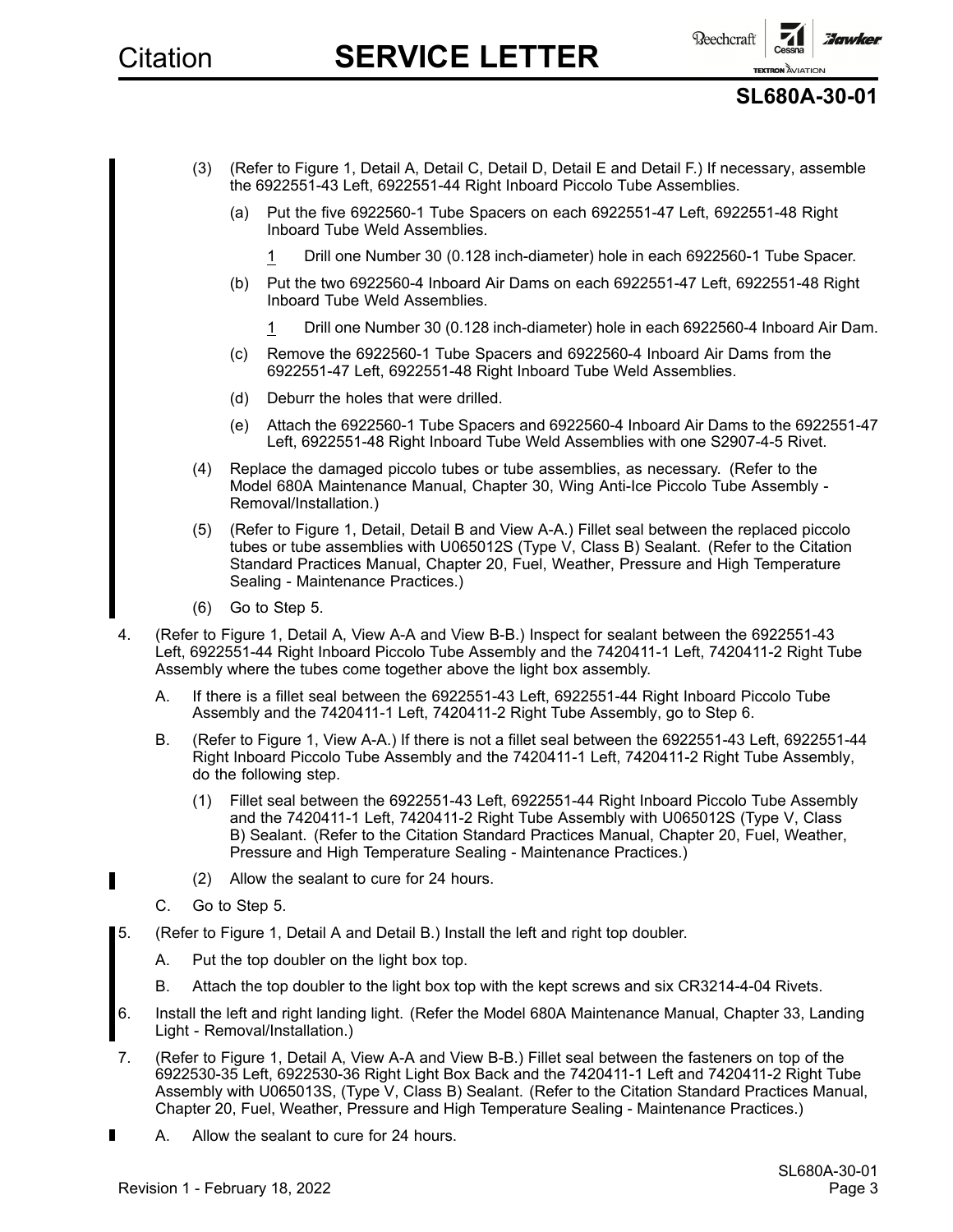(3) (Refer to Figure 1, Detail A, Detail C, Detail D, Detail E and Detail F.) If necessary, assemble the 6922551-43 Left, 6922551-44 Right Inboard Piccolo Tube Assemblies.

   (a) Put the five 6922560-1 Tube Spacers on each 6922551-47 Left, 6922551-48 Right Inboard Tube Weld Assemblies.

      1 Drill one Number 30 (0.128 inch-diameter) hole in each 6922560-1 Tube Spacer.

   (b) Put the two 6922560-4 Inboard Air Dams on each 6922551-47 Left, 6922551-48 Right Inboard Tube Weld Assemblies.

      1 Drill one Number 30 (0.128 inch-diameter) hole in each 6922560-4 Inboard Air Dam.

   (c) Remove the 6922560-1 Tube Spacers and 6922560-4 Inboard Air Dams from the 6922551-47 Left, 6922551-48 Right Inboard Tube Weld Assemblies.

   (d) Deburr the holes that were drilled.

   (e) Attach the 6922560-1 Tube Spacers and 6922560-4 Inboard Air Dams to the 6922551-47 Left, 6922551-48 Right Inboard Tube Weld Assemblies with one S2907-4-5 Rivet.

(4) Replace the damaged piccolo tubes or tube assemblies, as necessary. (Refer to the Model 680A Maintenance Manual, Chapter 30, Wing Anti-Ice Piccolo Tube Assembly - Removal/Installation.)

(5) (Refer to Figure 1, Detail, Detail B and View A-A.) Fillet seal between the replaced piccolo tubes or tube assemblies with U065012S (Type V, Class B) Sealant. (Refer to the Citation Standard Practices Manual, Chapter 20, Fuel, Weather, Pressure and High Temperature Sealing - Maintenance Practices.)

(6) Go to Step 5.

4. (Refer to Figure 1, Detail A, View A-A and View B-B.) Inspect for sealant between the 6922551-43 Left, 6922551-44 Right Inboard Piccolo Tube Assembly and the 7420411-1 Left, 7420411-2 Right Tube Assembly where the tubes come together above the light box assembly.

   A. If there is a fillet seal between the 6922551-43 Left, 6922551-44 Right Inboard Piccolo Tube Assembly and the 7420411-1 Left, 7420411-2 Right Tube Assembly, go to Step 6.

   B. (Refer to Figure 1, View A-A.) If there is not a fillet seal between the 6922551-43 Left, 6922551-44 Right Inboard Piccolo Tube Assembly and the 7420411-1 Left, 7420411-2 Right Tube Assembly, do the following step.

      (1) Fillet seal between the 6922551-43 Left, 6922551-44 Right Inboard Piccolo Tube Assembly and the 7420411-1 Left, 7420411-2 Right Tube Assembly with U065012S (Type V, Class B) Sealant. (Refer to the Citation Standard Practices Manual, Chapter 20, Fuel, Weather, Pressure and High Temperature Sealing - Maintenance Practices.)

      (2) Allow the sealant to cure for 24 hours.

   C. Go to Step 5.

5. (Refer to Figure 1, Detail A and Detail B.) Install the left and right top doubler.

   A. Put the top doubler on the light box top.

   B. Attach the top doubler to the light box top with the kept screws and six CR3214-4-04 Rivets.

6. Install the left and right landing light. (Refer the Model 680A Maintenance Manual, Chapter 33, Landing Light - Removal/Installation.)

7. (Refer to Figure 1, Detail A, View A-A and View B-B.) Fillet seal between the fasteners on top of the 6922530-35 Left, 6922530-36 Right Light Box Back and the 7420411-1 Left and 7420411-2 Right Tube Assembly with U065013S, (Type V, Class B) Sealant. (Refer to the Citation Standard Practices Manual, Chapter 20, Fuel, Weather, Pressure and High Temperature Sealing - Maintenance Practices.)

   A. Allow the sealant to cure for 24 hours.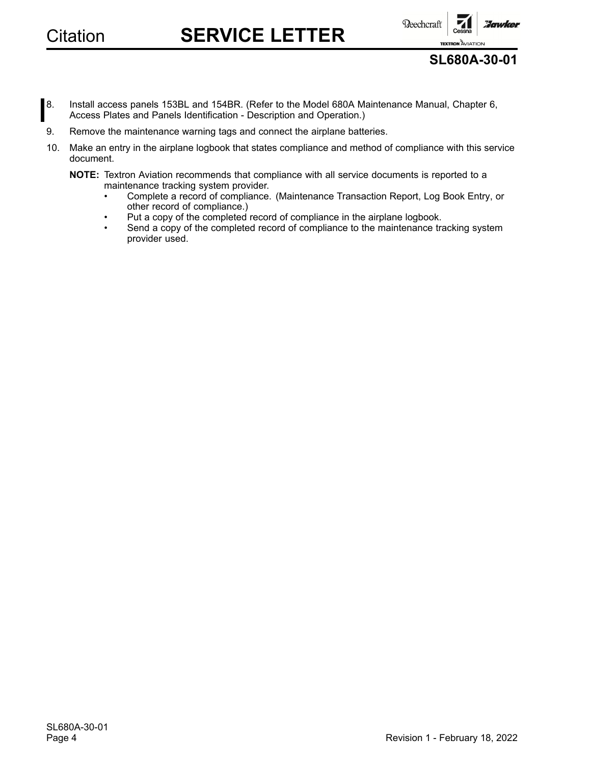8. Install access panels 153BL and 154BR. (Refer to the Model 680A Maintenance Manual, Chapter 6, Access Plates and Panels Identification - Description and Operation.)
9. Remove the maintenance warning tags and connect the airplane batteries.
10. Make an entry in the airplane logbook that states compliance and method of compliance with this service document.

    **NOTE:** Textron Aviation recommends that compliance with all service documents is reported to a maintenance tracking system provider.
    - Complete a record of compliance. (Maintenance Transaction Report, Log Book Entry, or other record of compliance.)
    - Put a copy of the completed record of compliance in the airplane logbook.
    - Send a copy of the completed record of compliance to the maintenance tracking system provider used.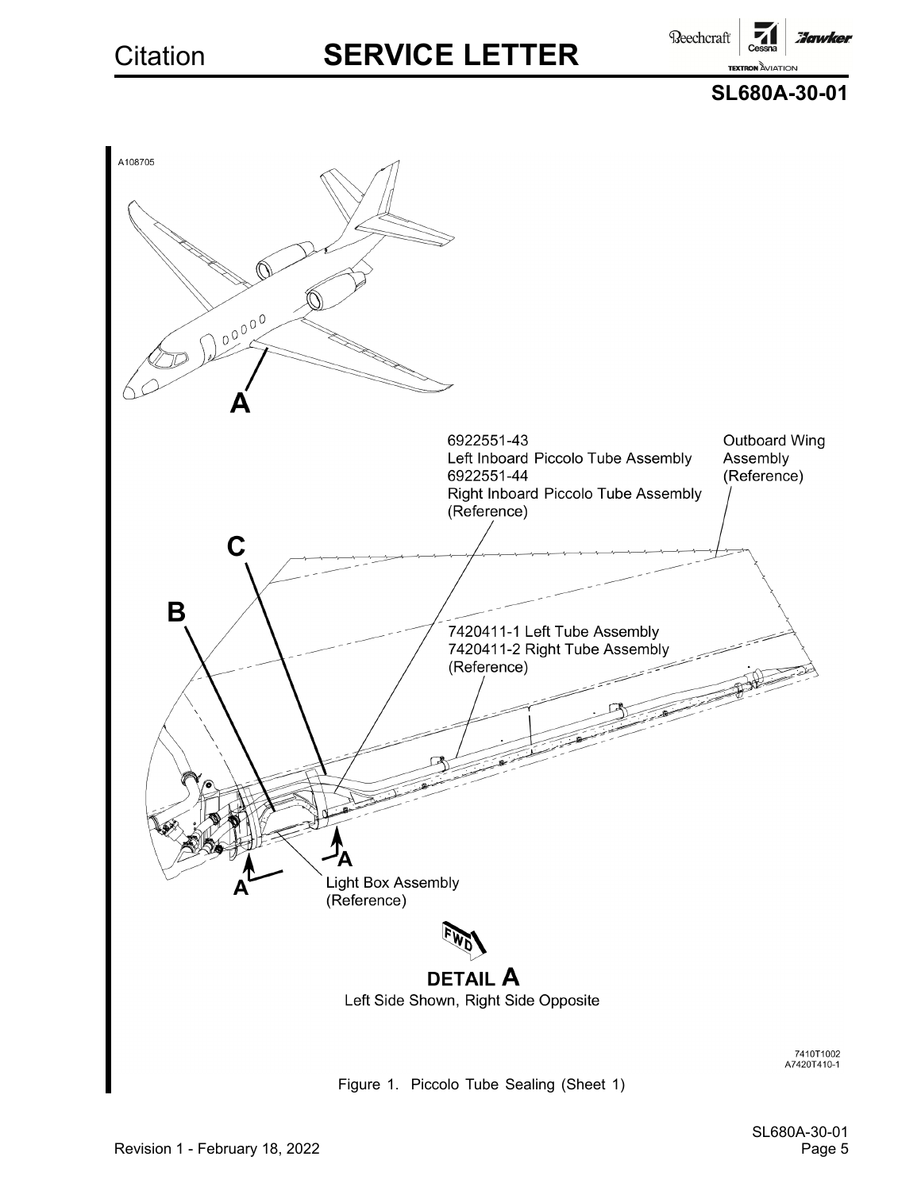A108705

A

6922551-43
Left Inboard Piccolo Tube Assembly
6922551-44
Right Inboard Piccolo Tube Assembly
(Reference)

Outboard Wing
Assembly
(Reference)

C

B

7420411-1 Left Tube Assembly
7420411-2 Right Tube Assembly
(Reference)

A

A

Light Box Assembly
(Reference)

FWD

**DETAIL A**

Left Side Shown, Right Side Opposite

7410T1002
A7420T410-1

Figure 1. Piccolo Tube Sealing (Sheet 1)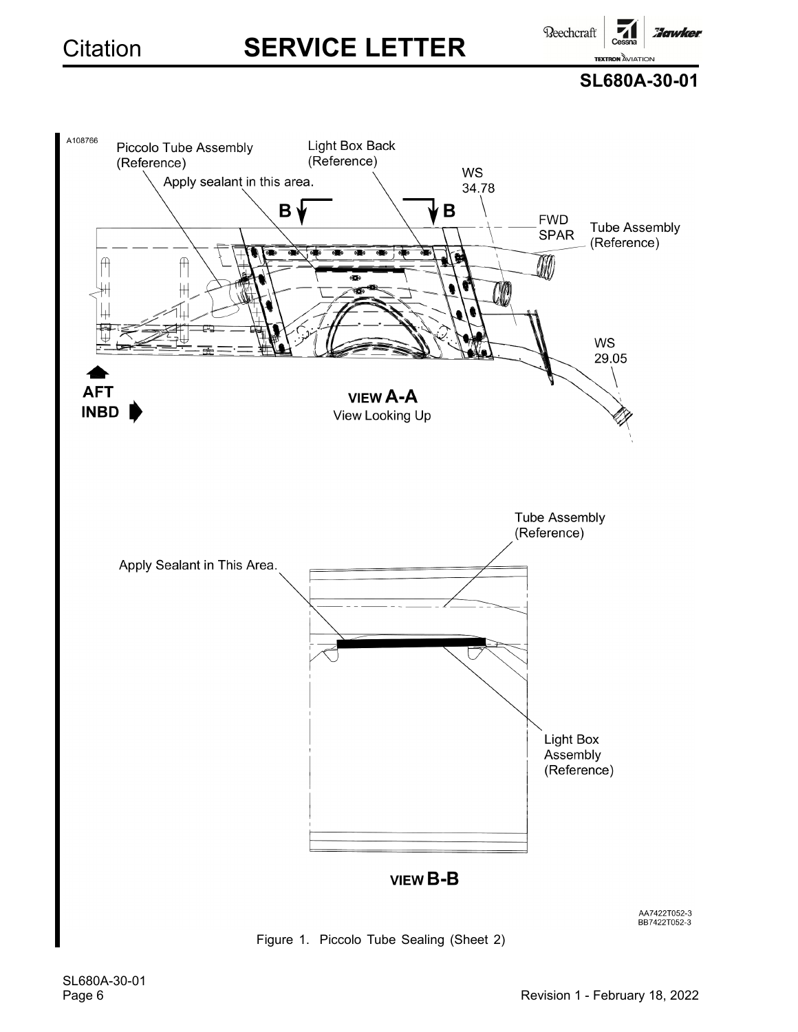A108766

Piccolo Tube Assembly (Reference)

Light Box Back (Reference)

Apply sealant in this area.

WS 34.78

B B

FWD SPAR

Tube Assembly (Reference)

WS 29.05

AFT

INBD

VIEW A-A

View Looking Up

Tube Assembly (Reference)

Apply Sealant in This Area.

Light Box Assembly (Reference)

VIEW B-B

AA7422T052-3
BB7422T052-3

Figure 1. Piccolo Tube Sealing (Sheet 2)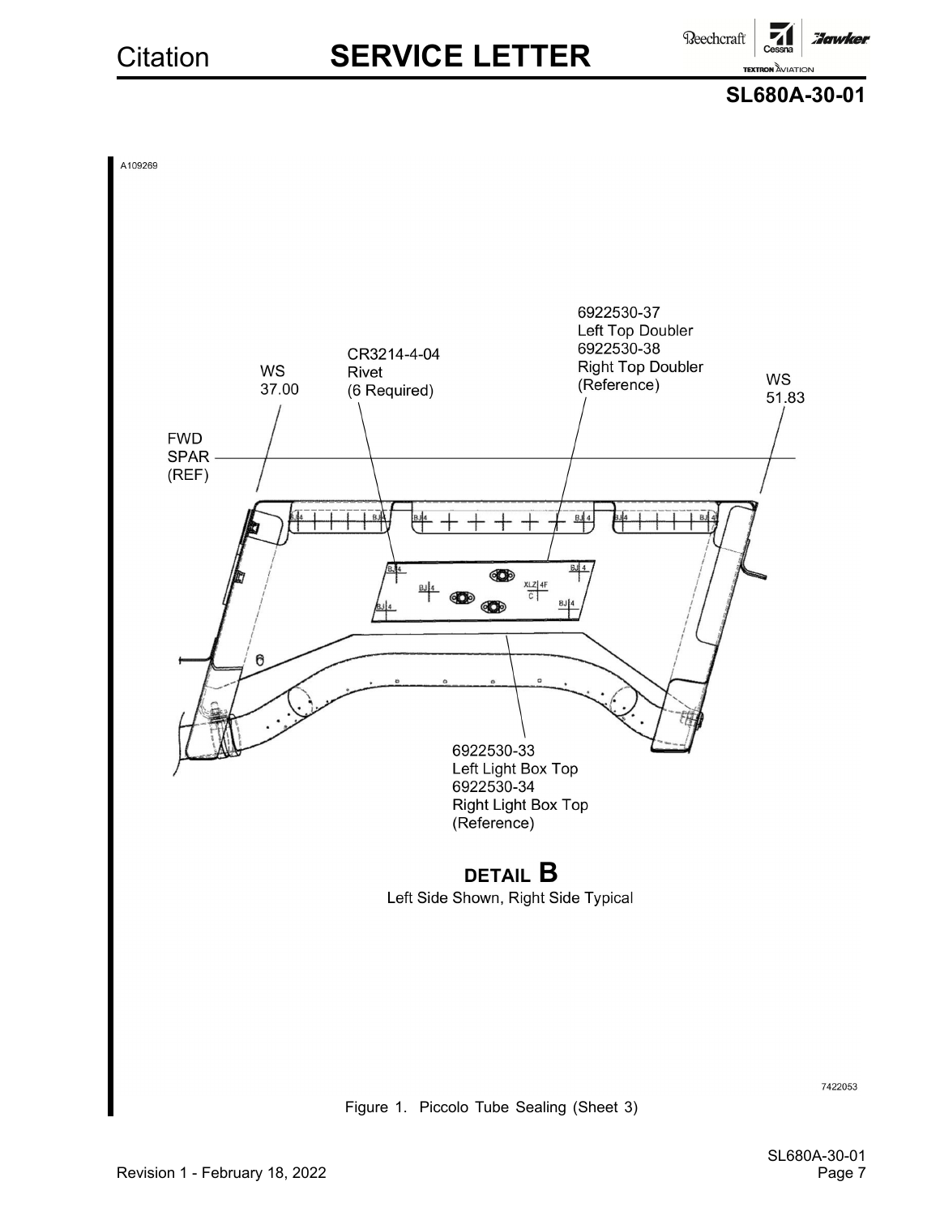A109269

6922530-37
Left Top Doubler
6922530-38
Right Top Doubler
(Reference)

CR3214-4-04
Rivet
(6 Required)

WS
37.00

WS
51.83

FWD
SPAR
(REF)

6922530-33
Left Light Box Top
6922530-34
Right Light Box Top
(Reference)

**DETAIL B**
Left Side Shown, Right Side Typical

7422053

Figure 1. Piccolo Tube Sealing (Sheet 3)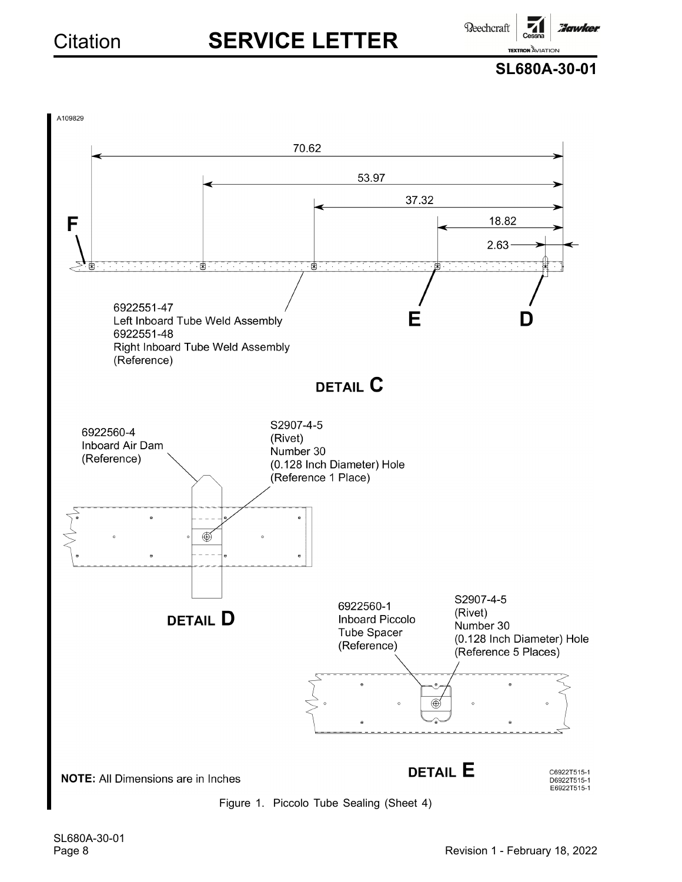A109829

70.62

53.97

37.32

18.82

2.63

F

E

D

6922551-47
Left Inboard Tube Weld Assembly
6922551-48
Right Inboard Tube Weld Assembly
(Reference)

**DETAIL C**

6922560-4
Inboard Air Dam
(Reference)

S2907-4-5
(Rivet)
Number 30
(0.128 Inch Diameter) Hole
(Reference 1 Place)

**DETAIL D**

6922560-1
Inboard Piccolo
Tube Spacer
(Reference)

S2907-4-5
(Rivet)
Number 30
(0.128 Inch Diameter) Hole
(Reference 5 Places)

**DETAIL E**

C6922T515-1
D6922T515-1
E6922T515-1

**NOTE:** All Dimensions are in Inches

Figure 1. Piccolo Tube Sealing (Sheet 4)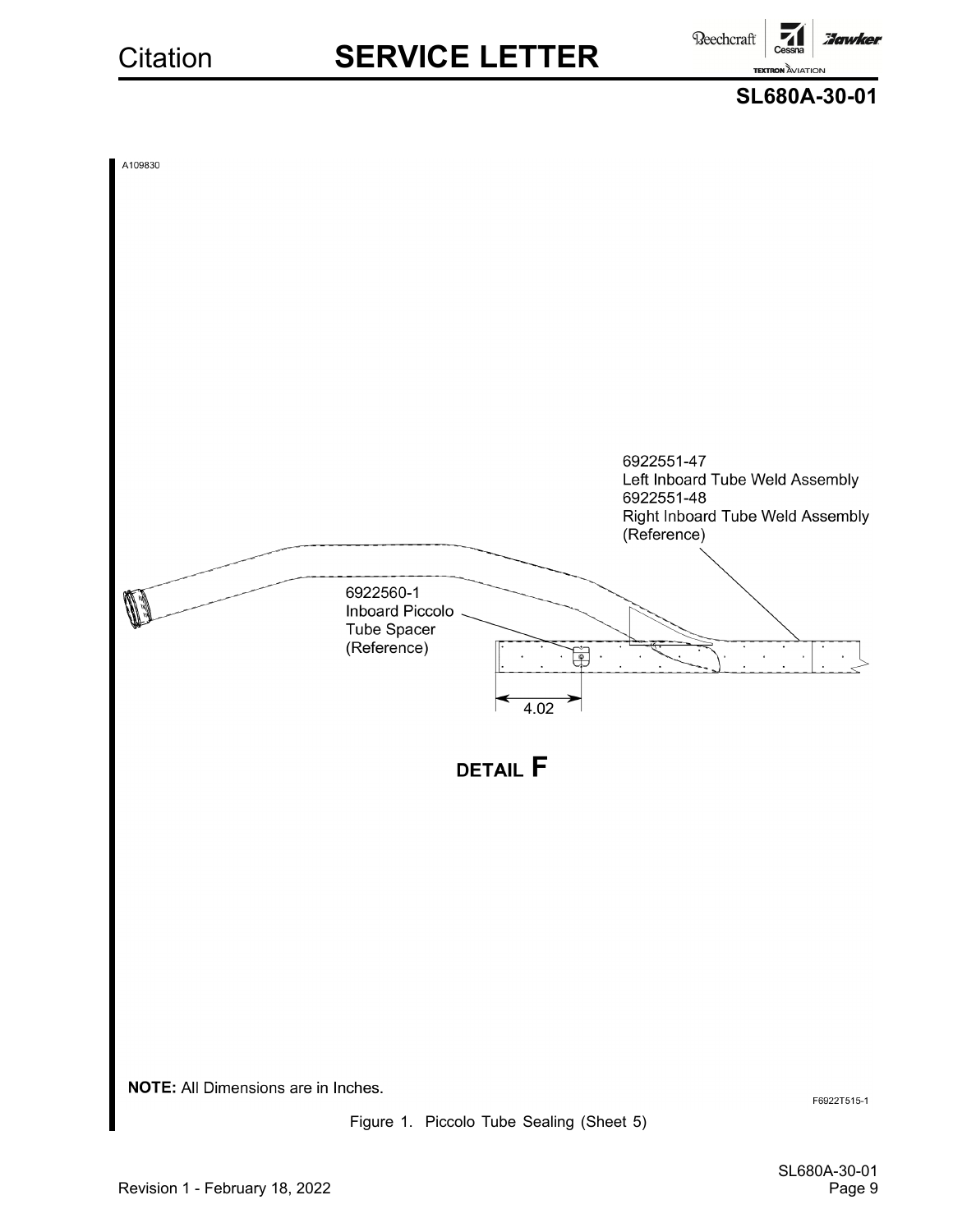A109830

6922551-47
Left Inboard Tube Weld Assembly
6922551-48
Right Inboard Tube Weld Assembly
(Reference)

6922560-1
Inboard Piccolo
Tube Spacer
(Reference)

4.02

**DETAIL F**

**NOTE:** All Dimensions are in Inches.

F6922T515-1

Figure 1. Piccolo Tube Sealing (Sheet 5)

Revision 1 - February 18, 2022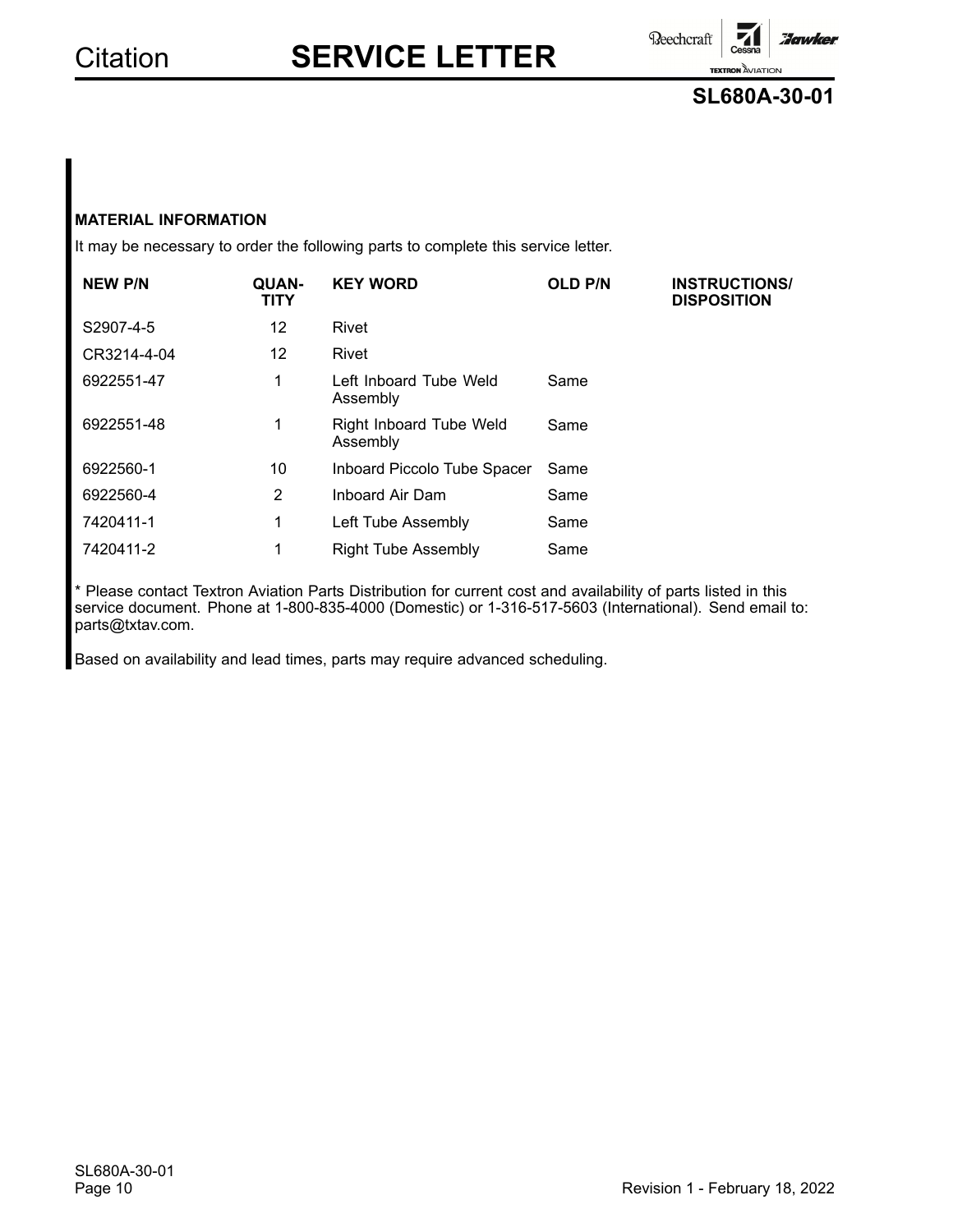**MATERIAL INFORMATION**

It may be necessary to order the following parts to complete this service letter.

| NEW P/N | QUAN-TITY | KEY WORD | OLD P/N | INSTRUCTIONS/ DISPOSITION |
|---|---|---|---|---|
| S2907-4-5 | 12 | Rivet | | |
| CR3214-4-04 | 12 | Rivet | | |
| 6922551-47 | 1 | Left Inboard Tube Weld Assembly | Same | |
| 6922551-48 | 1 | Right Inboard Tube Weld Assembly | Same | |
| 6922560-1 | 10 | Inboard Piccolo Tube Spacer | Same | |
| 6922560-4 | 2 | Inboard Air Dam | Same | |
| 7420411-1 | 1 | Left Tube Assembly | Same | |
| 7420411-2 | 1 | Right Tube Assembly | Same | |

* Please contact Textron Aviation Parts Distribution for current cost and availability of parts listed in this service document. Phone at 1-800-835-4000 (Domestic) or 1-316-517-5603 (International). Send email to: parts@txtav.com.

Based on availability and lead times, parts may require advanced scheduling.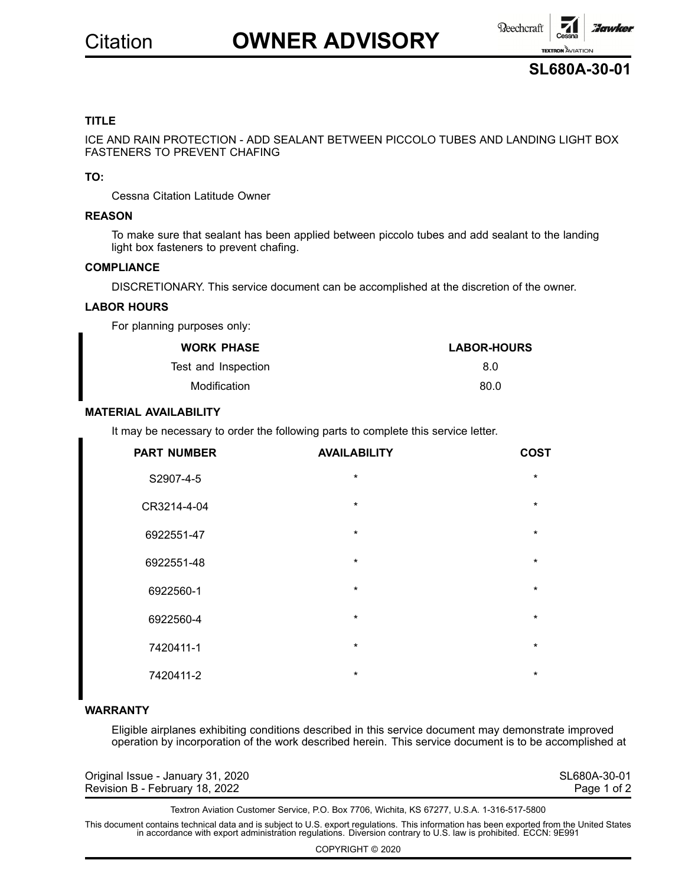# Citation OWNER ADVISORY

## SL680A-30-01

### TITLE

ICE AND RAIN PROTECTION - ADD SEALANT BETWEEN PICCOLO TUBES AND LANDING LIGHT BOX FASTENERS TO PREVENT CHAFING

### TO:

Cessna Citation Latitude Owner

### REASON

To make sure that sealant has been applied between piccolo tubes and add sealant to the landing light box fasteners to prevent chafing.

### COMPLIANCE

DISCRETIONARY. This service document can be accomplished at the discretion of the owner.

### LABOR HOURS

For planning purposes only:

| WORK PHASE | LABOR-HOURS |
|---|---|
| Test and Inspection | 8.0 |
| Modification | 80.0 |

### MATERIAL AVAILABILITY

It may be necessary to order the following parts to complete this service letter.

| PART NUMBER | AVAILABILITY | COST |
|---|---|---|
| S2907-4-5 | * | * |
| CR3214-4-04 | * | * |
| 6922551-47 | * | * |
| 6922551-48 | * | * |
| 6922560-1 | * | * |
| 6922560-4 | * | * |
| 7420411-1 | * | * |
| 7420411-2 | * | * |

### WARRANTY

Eligible airplanes exhibiting conditions described in this service document may demonstrate improved operation by incorporation of the work described herein. This service document is to be accomplished at

Original Issue - January 31, 2020
Revision B - February 18, 2022

Textron Aviation Customer Service, P.O. Box 7706, Wichita, KS 67277, U.S.A. 1-316-517-5800

This document contains technical data and is subject to U.S. export regulations. This information has been exported from the United States in accordance with export administration regulations. Diversion contrary to U.S. law is prohibited. ECCN: 9E991

COPYRIGHT © 2020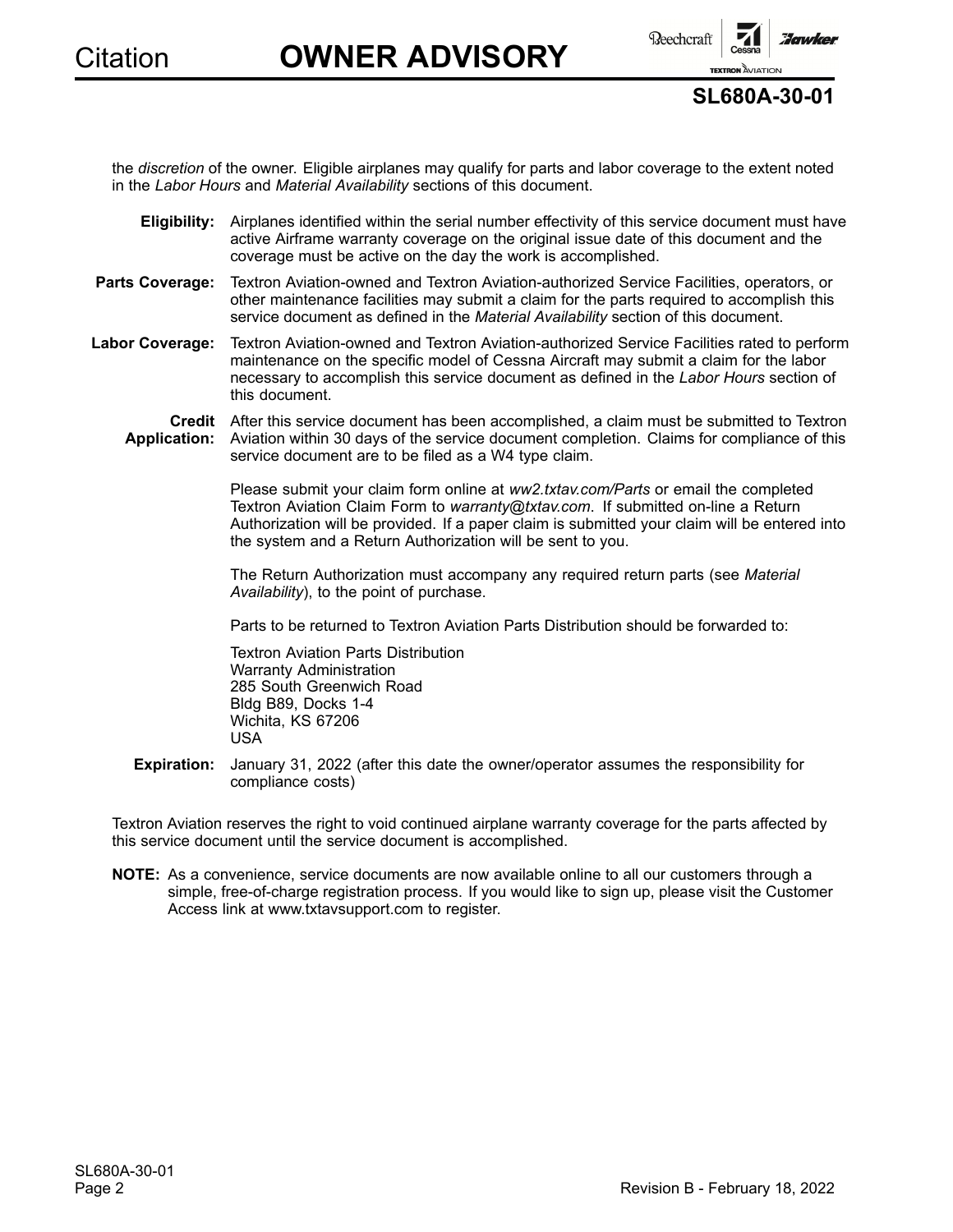the *discretion* of the owner. Eligible airplanes may qualify for parts and labor coverage to the extent noted in the *Labor Hours* and *Material Availability* sections of this document.

**Eligibility:** Airplanes identified within the serial number effectivity of this service document must have active Airframe warranty coverage on the original issue date of this document and the coverage must be active on the day the work is accomplished.

**Parts Coverage:** Textron Aviation-owned and Textron Aviation-authorized Service Facilities, operators, or other maintenance facilities may submit a claim for the parts required to accomplish this service document as defined in the *Material Availability* section of this document.

**Labor Coverage:** Textron Aviation-owned and Textron Aviation-authorized Service Facilities rated to perform maintenance on the specific model of Cessna Aircraft may submit a claim for the labor necessary to accomplish this service document as defined in the *Labor Hours* section of this document.

**Credit Application:** After this service document has been accomplished, a claim must be submitted to Textron Aviation within 30 days of the service document completion. Claims for compliance of this service document are to be filed as a W4 type claim.

Please submit your claim form online at *ww2.txtav.com/Parts* or email the completed Textron Aviation Claim Form to *warranty@txtav.com*. If submitted on-line a Return Authorization will be provided. If a paper claim is submitted your claim will be entered into the system and a Return Authorization will be sent to you.

The Return Authorization must accompany any required return parts (see *Material Availability*), to the point of purchase.

Parts to be returned to Textron Aviation Parts Distribution should be forwarded to:

Textron Aviation Parts Distribution
Warranty Administration
285 South Greenwich Road
Bldg B89, Docks 1-4
Wichita, KS 67206
USA

**Expiration:** January 31, 2022 (after this date the owner/operator assumes the responsibility for compliance costs)

Textron Aviation reserves the right to void continued airplane warranty coverage for the parts affected by this service document until the service document is accomplished.

**NOTE:** As a convenience, service documents are now available online to all our customers through a simple, free-of-charge registration process. If you would like to sign up, please visit the Customer Access link at www.txtavsupport.com to register.